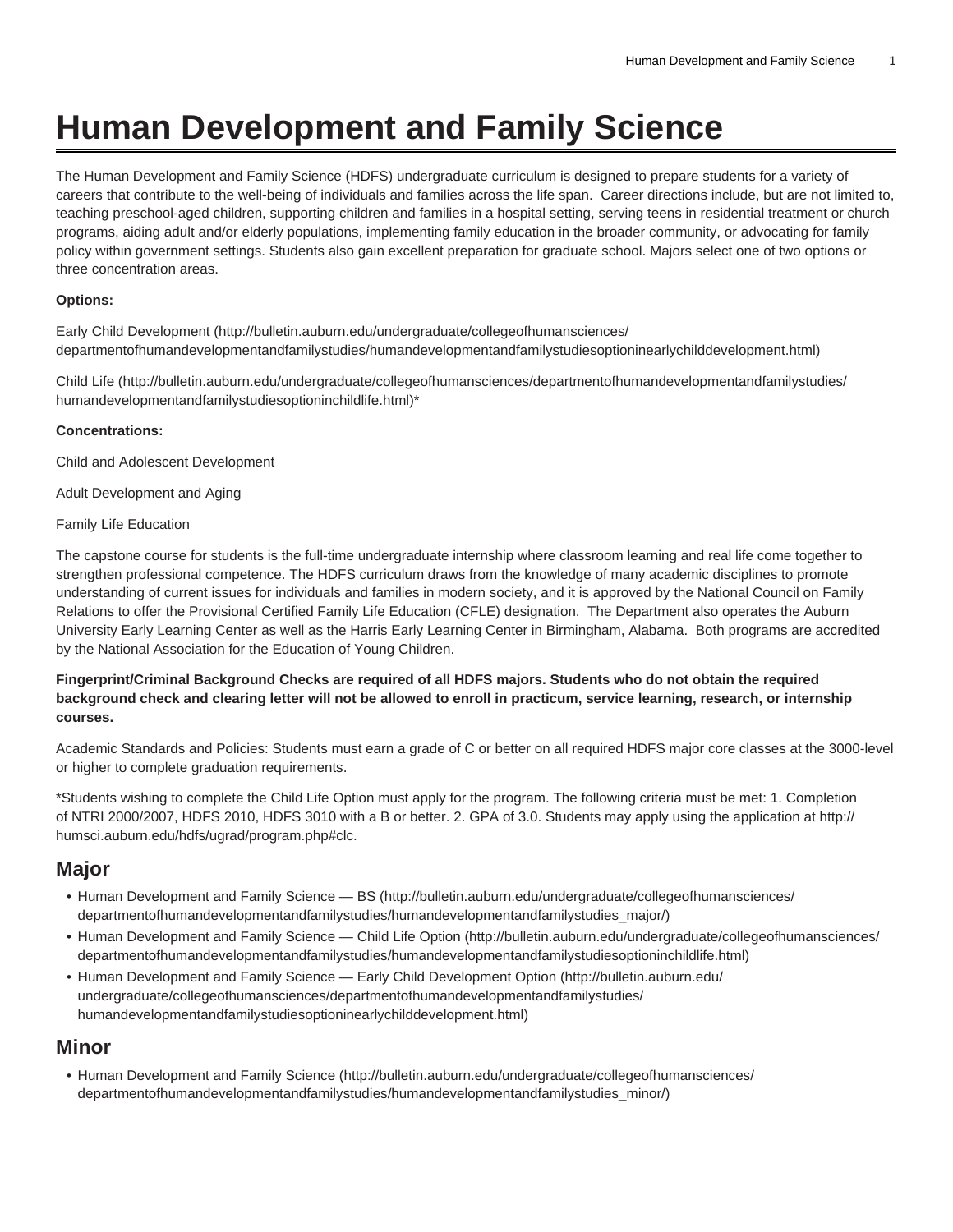# Human Development and Family Science

The Human Development and Family Science (HDFS) undergraduate curriculum is designed to prepare students for a variety of careers that contribute to the well-being of individuals and families across the life span. Career directions include, but are not limited to, teaching preschool-aged children, supporting children and families in a hospital setting, serving teens in residential treatment or church programs, aiding adult and/or elderly populations, implementing family education in the broader community, or advocating for family policy within government settings. Students also gain excellent preparation for graduate school. Majors select one of two options or three concentration areas.

**Options:**

Early Child Development (http://bulletin.auburn.edu/undergraduate/collegeofhumansciences/departmentofhumandevelopmentandfamilystudies/humandevelopmentandfamilystudiesoptioninearlychilddevelopment.html)

Child Life (http://bulletin.auburn.edu/undergraduate/collegeofhumansciences/departmentofhumandevelopmentandfamilystudies/humandevelopmentandfamilystudiesoptioninchildlife.html)*

**Concentrations:**

Child and Adolescent Development

Adult Development and Aging

Family Life Education

The capstone course for students is the full-time undergraduate internship where classroom learning and real life come together to strengthen professional competence. The HDFS curriculum draws from the knowledge of many academic disciplines to promote understanding of current issues for individuals and families in modern society, and it is approved by the National Council on Family Relations to offer the Provisional Certified Family Life Education (CFLE) designation. The Department also operates the Auburn University Early Learning Center as well as the Harris Early Learning Center in Birmingham, Alabama. Both programs are accredited by the National Association for the Education of Young Children.

**Fingerprint/Criminal Background Checks are required of all HDFS majors. Students who do not obtain the required background check and clearing letter will not be allowed to enroll in practicum, service learning, research, or internship courses.**

Academic Standards and Policies: Students must earn a grade of C or better on all required HDFS major core classes at the 3000-level or higher to complete graduation requirements.

*Students wishing to complete the Child Life Option must apply for the program. The following criteria must be met: 1. Completion of NTRI 2000/2007, HDFS 2010, HDFS 3010 with a B or better. 2. GPA of 3.0. Students may apply using the application at http://humsci.auburn.edu/hdfs/ugrad/program.php#clc.

## Major

- Human Development and Family Science — BS (http://bulletin.auburn.edu/undergraduate/collegeofhumansciences/departmentofhumandevelopmentandfamilystudies/humandevelopmentandfamilystudies_major/)
- Human Development and Family Science — Child Life Option (http://bulletin.auburn.edu/undergraduate/collegeofhumansciences/departmentofhumandevelopmentandfamilystudies/humandevelopmentandfamilystudiesoptioninchildlife.html)
- Human Development and Family Science — Early Child Development Option (http://bulletin.auburn.edu/undergraduate/collegeofhumansciences/departmentofhumandevelopmentandfamilystudies/humandevelopmentandfamilystudiesoptioninearlychilddevelopment.html)

## Minor

- Human Development and Family Science (http://bulletin.auburn.edu/undergraduate/collegeofhumansciences/departmentofhumandevelopmentandfamilystudies/humandevelopmentandfamilystudies_minor/)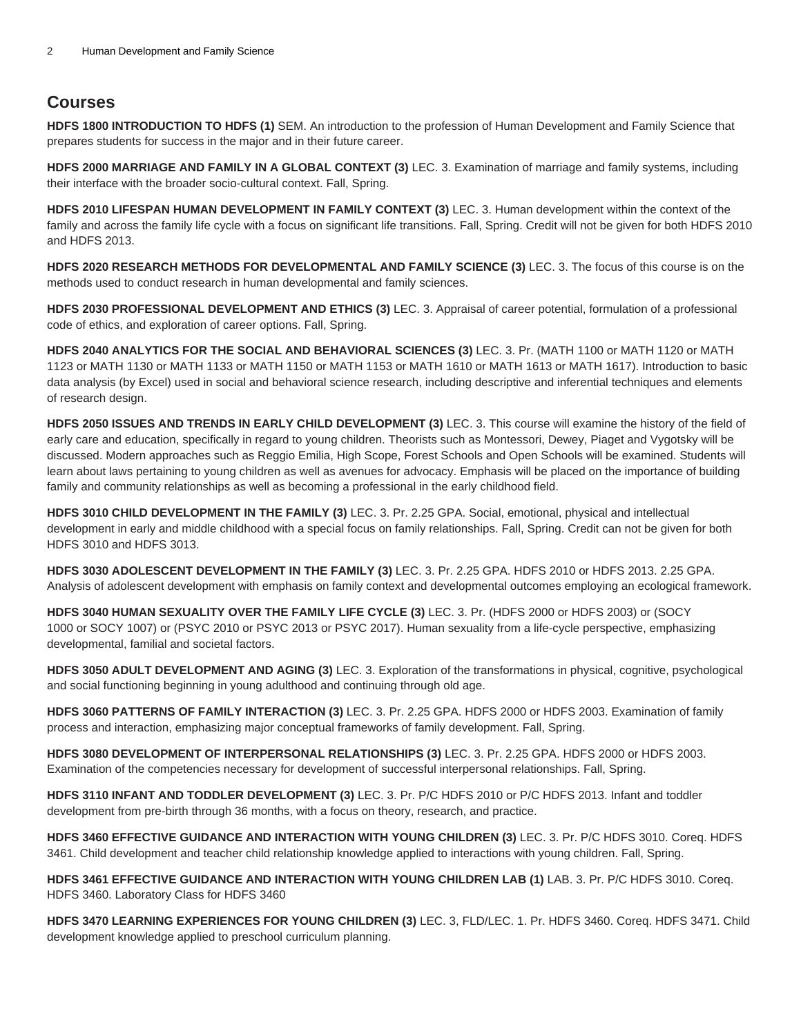## Courses

**HDFS 1800 INTRODUCTION TO HDFS (1)** SEM. An introduction to the profession of Human Development and Family Science that prepares students for success in the major and in their future career.

**HDFS 2000 MARRIAGE AND FAMILY IN A GLOBAL CONTEXT (3)** LEC. 3. Examination of marriage and family systems, including their interface with the broader socio-cultural context. Fall, Spring.

**HDFS 2010 LIFESPAN HUMAN DEVELOPMENT IN FAMILY CONTEXT (3)** LEC. 3. Human development within the context of the family and across the family life cycle with a focus on significant life transitions. Fall, Spring. Credit will not be given for both HDFS 2010 and HDFS 2013.

**HDFS 2020 RESEARCH METHODS FOR DEVELOPMENTAL AND FAMILY SCIENCE (3)** LEC. 3. The focus of this course is on the methods used to conduct research in human developmental and family sciences.

**HDFS 2030 PROFESSIONAL DEVELOPMENT AND ETHICS (3)** LEC. 3. Appraisal of career potential, formulation of a professional code of ethics, and exploration of career options. Fall, Spring.

**HDFS 2040 ANALYTICS FOR THE SOCIAL AND BEHAVIORAL SCIENCES (3)** LEC. 3. Pr. (MATH 1100 or MATH 1120 or MATH 1123 or MATH 1130 or MATH 1133 or MATH 1150 or MATH 1153 or MATH 1610 or MATH 1613 or MATH 1617). Introduction to basic data analysis (by Excel) used in social and behavioral science research, including descriptive and inferential techniques and elements of research design.

**HDFS 2050 ISSUES AND TRENDS IN EARLY CHILD DEVELOPMENT (3)** LEC. 3. This course will examine the history of the field of early care and education, specifically in regard to young children. Theorists such as Montessori, Dewey, Piaget and Vygotsky will be discussed. Modern approaches such as Reggio Emilia, High Scope, Forest Schools and Open Schools will be examined. Students will learn about laws pertaining to young children as well as avenues for advocacy. Emphasis will be placed on the importance of building family and community relationships as well as becoming a professional in the early childhood field.

**HDFS 3010 CHILD DEVELOPMENT IN THE FAMILY (3)** LEC. 3. Pr. 2.25 GPA. Social, emotional, physical and intellectual development in early and middle childhood with a special focus on family relationships. Fall, Spring. Credit can not be given for both HDFS 3010 and HDFS 3013.

**HDFS 3030 ADOLESCENT DEVELOPMENT IN THE FAMILY (3)** LEC. 3. Pr. 2.25 GPA. HDFS 2010 or HDFS 2013. 2.25 GPA. Analysis of adolescent development with emphasis on family context and developmental outcomes employing an ecological framework.

**HDFS 3040 HUMAN SEXUALITY OVER THE FAMILY LIFE CYCLE (3)** LEC. 3. Pr. (HDFS 2000 or HDFS 2003) or (SOCY 1000 or SOCY 1007) or (PSYC 2010 or PSYC 2013 or PSYC 2017). Human sexuality from a life-cycle perspective, emphasizing developmental, familial and societal factors.

**HDFS 3050 ADULT DEVELOPMENT AND AGING (3)** LEC. 3. Exploration of the transformations in physical, cognitive, psychological and social functioning beginning in young adulthood and continuing through old age.

**HDFS 3060 PATTERNS OF FAMILY INTERACTION (3)** LEC. 3. Pr. 2.25 GPA. HDFS 2000 or HDFS 2003. Examination of family process and interaction, emphasizing major conceptual frameworks of family development. Fall, Spring.

**HDFS 3080 DEVELOPMENT OF INTERPERSONAL RELATIONSHIPS (3)** LEC. 3. Pr. 2.25 GPA. HDFS 2000 or HDFS 2003. Examination of the competencies necessary for development of successful interpersonal relationships. Fall, Spring.

**HDFS 3110 INFANT AND TODDLER DEVELOPMENT (3)** LEC. 3. Pr. P/C HDFS 2010 or P/C HDFS 2013. Infant and toddler development from pre-birth through 36 months, with a focus on theory, research, and practice.

**HDFS 3460 EFFECTIVE GUIDANCE AND INTERACTION WITH YOUNG CHILDREN (3)** LEC. 3. Pr. P/C HDFS 3010. Coreq. HDFS 3461. Child development and teacher child relationship knowledge applied to interactions with young children. Fall, Spring.

**HDFS 3461 EFFECTIVE GUIDANCE AND INTERACTION WITH YOUNG CHILDREN LAB (1)** LAB. 3. Pr. P/C HDFS 3010. Coreq. HDFS 3460. Laboratory Class for HDFS 3460

**HDFS 3470 LEARNING EXPERIENCES FOR YOUNG CHILDREN (3)** LEC. 3, FLD/LEC. 1. Pr. HDFS 3460. Coreq. HDFS 3471. Child development knowledge applied to preschool curriculum planning.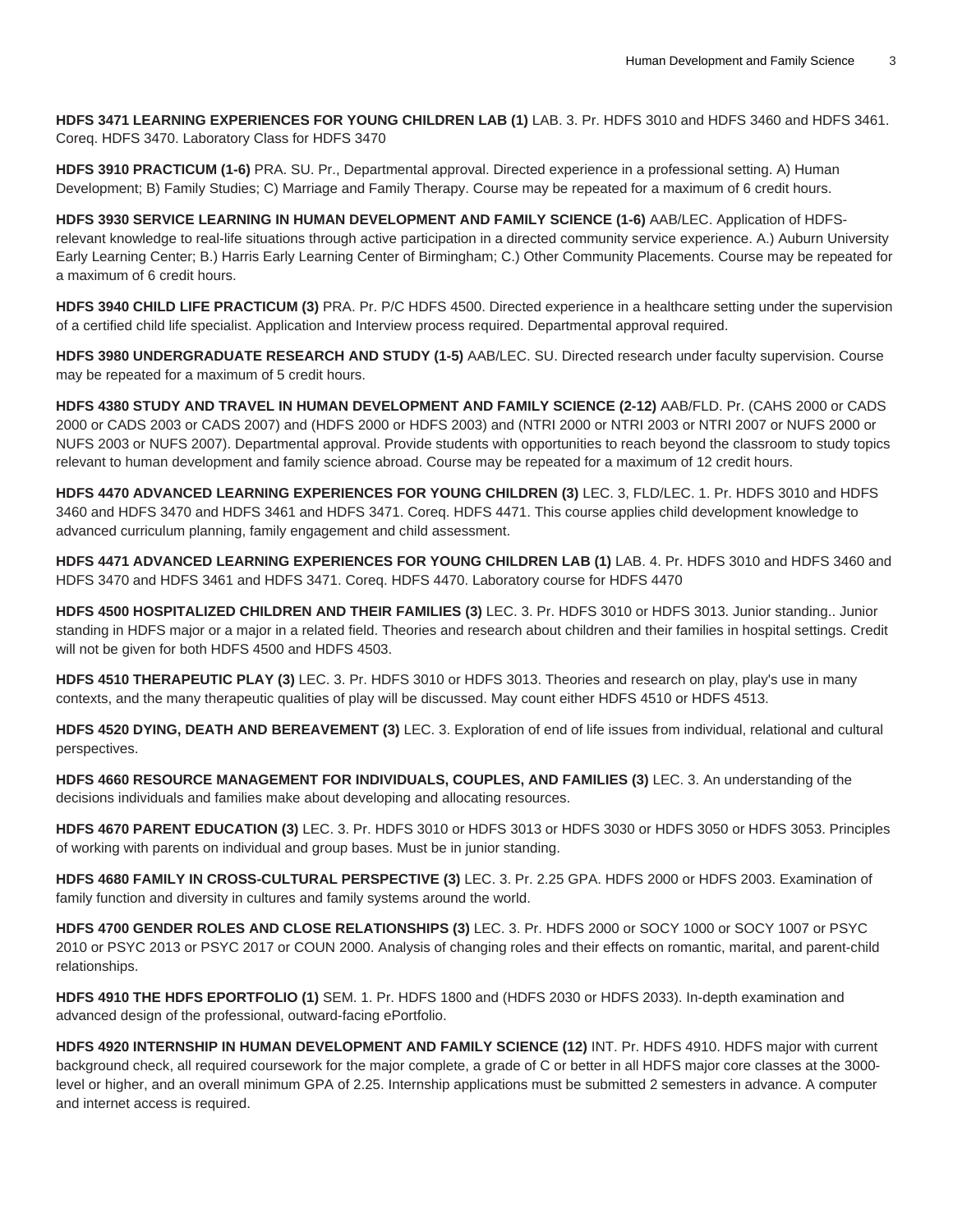**HDFS 3471 LEARNING EXPERIENCES FOR YOUNG CHILDREN LAB (1)** LAB. 3. Pr. HDFS 3010 and HDFS 3460 and HDFS 3461. Coreq. HDFS 3470. Laboratory Class for HDFS 3470

**HDFS 3910 PRACTICUM (1-6)** PRA. SU. Pr., Departmental approval. Directed experience in a professional setting. A) Human Development; B) Family Studies; C) Marriage and Family Therapy. Course may be repeated for a maximum of 6 credit hours.

**HDFS 3930 SERVICE LEARNING IN HUMAN DEVELOPMENT AND FAMILY SCIENCE (1-6)** AAB/LEC. Application of HDFS-relevant knowledge to real-life situations through active participation in a directed community service experience. A.) Auburn University Early Learning Center; B.) Harris Early Learning Center of Birmingham; C.) Other Community Placements. Course may be repeated for a maximum of 6 credit hours.

**HDFS 3940 CHILD LIFE PRACTICUM (3)** PRA. Pr. P/C HDFS 4500. Directed experience in a healthcare setting under the supervision of a certified child life specialist. Application and Interview process required. Departmental approval required.

**HDFS 3980 UNDERGRADUATE RESEARCH AND STUDY (1-5)** AAB/LEC. SU. Directed research under faculty supervision. Course may be repeated for a maximum of 5 credit hours.

**HDFS 4380 STUDY AND TRAVEL IN HUMAN DEVELOPMENT AND FAMILY SCIENCE (2-12)** AAB/FLD. Pr. (CAHS 2000 or CADS 2000 or CADS 2003 or CADS 2007) and (HDFS 2000 or HDFS 2003) and (NTRI 2000 or NTRI 2003 or NTRI 2007 or NUFS 2000 or NUFS 2003 or NUFS 2007). Departmental approval. Provide students with opportunities to reach beyond the classroom to study topics relevant to human development and family science abroad. Course may be repeated for a maximum of 12 credit hours.

**HDFS 4470 ADVANCED LEARNING EXPERIENCES FOR YOUNG CHILDREN (3)** LEC. 3, FLD/LEC. 1. Pr. HDFS 3010 and HDFS 3460 and HDFS 3470 and HDFS 3461 and HDFS 3471. Coreq. HDFS 4471. This course applies child development knowledge to advanced curriculum planning, family engagement and child assessment.

**HDFS 4471 ADVANCED LEARNING EXPERIENCES FOR YOUNG CHILDREN LAB (1)** LAB. 4. Pr. HDFS 3010 and HDFS 3460 and HDFS 3470 and HDFS 3461 and HDFS 3471. Coreq. HDFS 4470. Laboratory course for HDFS 4470

**HDFS 4500 HOSPITALIZED CHILDREN AND THEIR FAMILIES (3)** LEC. 3. Pr. HDFS 3010 or HDFS 3013. Junior standing.. Junior standing in HDFS major or a major in a related field. Theories and research about children and their families in hospital settings. Credit will not be given for both HDFS 4500 and HDFS 4503.

**HDFS 4510 THERAPEUTIC PLAY (3)** LEC. 3. Pr. HDFS 3010 or HDFS 3013. Theories and research on play, play's use in many contexts, and the many therapeutic qualities of play will be discussed. May count either HDFS 4510 or HDFS 4513.

**HDFS 4520 DYING, DEATH AND BEREAVEMENT (3)** LEC. 3. Exploration of end of life issues from individual, relational and cultural perspectives.

**HDFS 4660 RESOURCE MANAGEMENT FOR INDIVIDUALS, COUPLES, AND FAMILIES (3)** LEC. 3. An understanding of the decisions individuals and families make about developing and allocating resources.

**HDFS 4670 PARENT EDUCATION (3)** LEC. 3. Pr. HDFS 3010 or HDFS 3013 or HDFS 3030 or HDFS 3050 or HDFS 3053. Principles of working with parents on individual and group bases. Must be in junior standing.

**HDFS 4680 FAMILY IN CROSS-CULTURAL PERSPECTIVE (3)** LEC. 3. Pr. 2.25 GPA. HDFS 2000 or HDFS 2003. Examination of family function and diversity in cultures and family systems around the world.

**HDFS 4700 GENDER ROLES AND CLOSE RELATIONSHIPS (3)** LEC. 3. Pr. HDFS 2000 or SOCY 1000 or SOCY 1007 or PSYC 2010 or PSYC 2013 or PSYC 2017 or COUN 2000. Analysis of changing roles and their effects on romantic, marital, and parent-child relationships.

**HDFS 4910 THE HDFS EPORTFOLIO (1)** SEM. 1. Pr. HDFS 1800 and (HDFS 2030 or HDFS 2033). In-depth examination and advanced design of the professional, outward-facing ePortfolio.

**HDFS 4920 INTERNSHIP IN HUMAN DEVELOPMENT AND FAMILY SCIENCE (12)** INT. Pr. HDFS 4910. HDFS major with current background check, all required coursework for the major complete, a grade of C or better in all HDFS major core classes at the 3000-level or higher, and an overall minimum GPA of 2.25. Internship applications must be submitted 2 semesters in advance. A computer and internet access is required.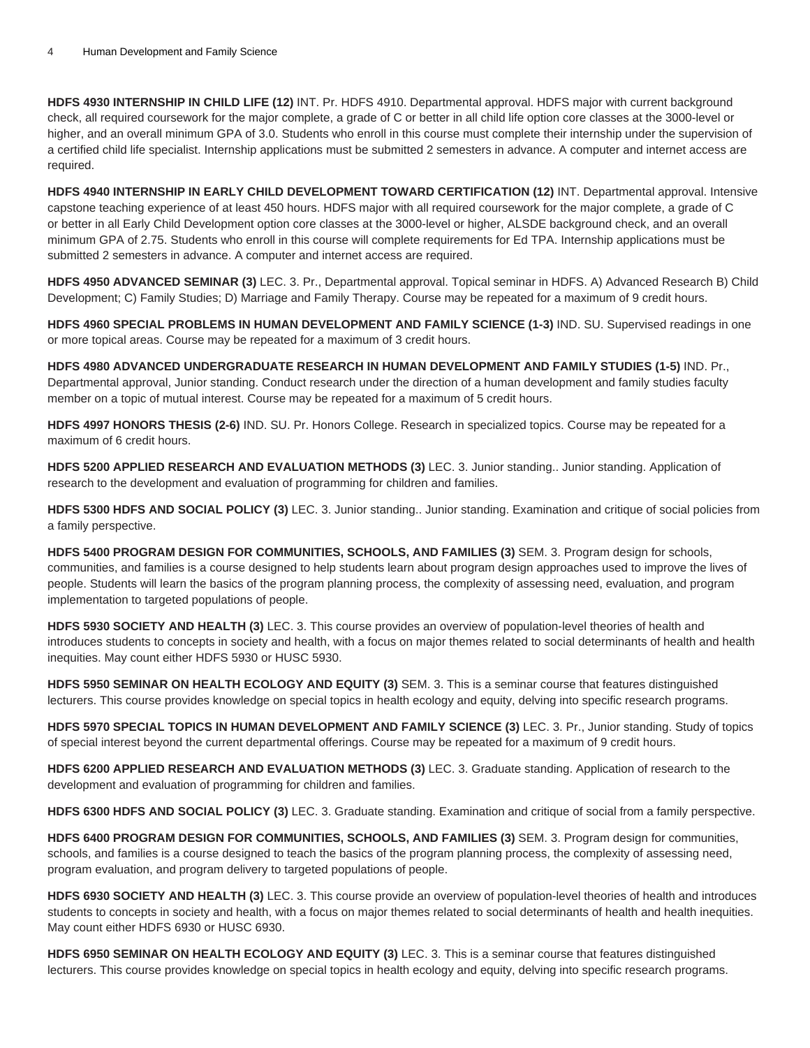**HDFS 4930 INTERNSHIP IN CHILD LIFE (12)** INT. Pr. HDFS 4910. Departmental approval. HDFS major with current background check, all required coursework for the major complete, a grade of C or better in all child life option core classes at the 3000-level or higher, and an overall minimum GPA of 3.0. Students who enroll in this course must complete their internship under the supervision of a certified child life specialist. Internship applications must be submitted 2 semesters in advance. A computer and internet access are required.

**HDFS 4940 INTERNSHIP IN EARLY CHILD DEVELOPMENT TOWARD CERTIFICATION (12)** INT. Departmental approval. Intensive capstone teaching experience of at least 450 hours. HDFS major with all required coursework for the major complete, a grade of C or better in all Early Child Development option core classes at the 3000-level or higher, ALSDE background check, and an overall minimum GPA of 2.75. Students who enroll in this course will complete requirements for Ed TPA. Internship applications must be submitted 2 semesters in advance. A computer and internet access are required.

**HDFS 4950 ADVANCED SEMINAR (3)** LEC. 3. Pr., Departmental approval. Topical seminar in HDFS. A) Advanced Research B) Child Development; C) Family Studies; D) Marriage and Family Therapy. Course may be repeated for a maximum of 9 credit hours.

**HDFS 4960 SPECIAL PROBLEMS IN HUMAN DEVELOPMENT AND FAMILY SCIENCE (1-3)** IND. SU. Supervised readings in one or more topical areas. Course may be repeated for a maximum of 3 credit hours.

**HDFS 4980 ADVANCED UNDERGRADUATE RESEARCH IN HUMAN DEVELOPMENT AND FAMILY STUDIES (1-5)** IND. Pr., Departmental approval, Junior standing. Conduct research under the direction of a human development and family studies faculty member on a topic of mutual interest. Course may be repeated for a maximum of 5 credit hours.

**HDFS 4997 HONORS THESIS (2-6)** IND. SU. Pr. Honors College. Research in specialized topics. Course may be repeated for a maximum of 6 credit hours.

**HDFS 5200 APPLIED RESEARCH AND EVALUATION METHODS (3)** LEC. 3. Junior standing.. Junior standing. Application of research to the development and evaluation of programming for children and families.

**HDFS 5300 HDFS AND SOCIAL POLICY (3)** LEC. 3. Junior standing.. Junior standing. Examination and critique of social policies from a family perspective.

**HDFS 5400 PROGRAM DESIGN FOR COMMUNITIES, SCHOOLS, AND FAMILIES (3)** SEM. 3. Program design for schools, communities, and families is a course designed to help students learn about program design approaches used to improve the lives of people. Students will learn the basics of the program planning process, the complexity of assessing need, evaluation, and program implementation to targeted populations of people.

**HDFS 5930 SOCIETY AND HEALTH (3)** LEC. 3. This course provides an overview of population-level theories of health and introduces students to concepts in society and health, with a focus on major themes related to social determinants of health and health inequities. May count either HDFS 5930 or HUSC 5930.

**HDFS 5950 SEMINAR ON HEALTH ECOLOGY AND EQUITY (3)** SEM. 3. This is a seminar course that features distinguished lecturers. This course provides knowledge on special topics in health ecology and equity, delving into specific research programs.

**HDFS 5970 SPECIAL TOPICS IN HUMAN DEVELOPMENT AND FAMILY SCIENCE (3)** LEC. 3. Pr., Junior standing. Study of topics of special interest beyond the current departmental offerings. Course may be repeated for a maximum of 9 credit hours.

**HDFS 6200 APPLIED RESEARCH AND EVALUATION METHODS (3)** LEC. 3. Graduate standing. Application of research to the development and evaluation of programming for children and families.

**HDFS 6300 HDFS AND SOCIAL POLICY (3)** LEC. 3. Graduate standing. Examination and critique of social from a family perspective.

**HDFS 6400 PROGRAM DESIGN FOR COMMUNITIES, SCHOOLS, AND FAMILIES (3)** SEM. 3. Program design for communities, schools, and families is a course designed to teach the basics of the program planning process, the complexity of assessing need, program evaluation, and program delivery to targeted populations of people.

**HDFS 6930 SOCIETY AND HEALTH (3)** LEC. 3. This course provide an overview of population-level theories of health and introduces students to concepts in society and health, with a focus on major themes related to social determinants of health and health inequities. May count either HDFS 6930 or HUSC 6930.

**HDFS 6950 SEMINAR ON HEALTH ECOLOGY AND EQUITY (3)** LEC. 3. This is a seminar course that features distinguished lecturers. This course provides knowledge on special topics in health ecology and equity, delving into specific research programs.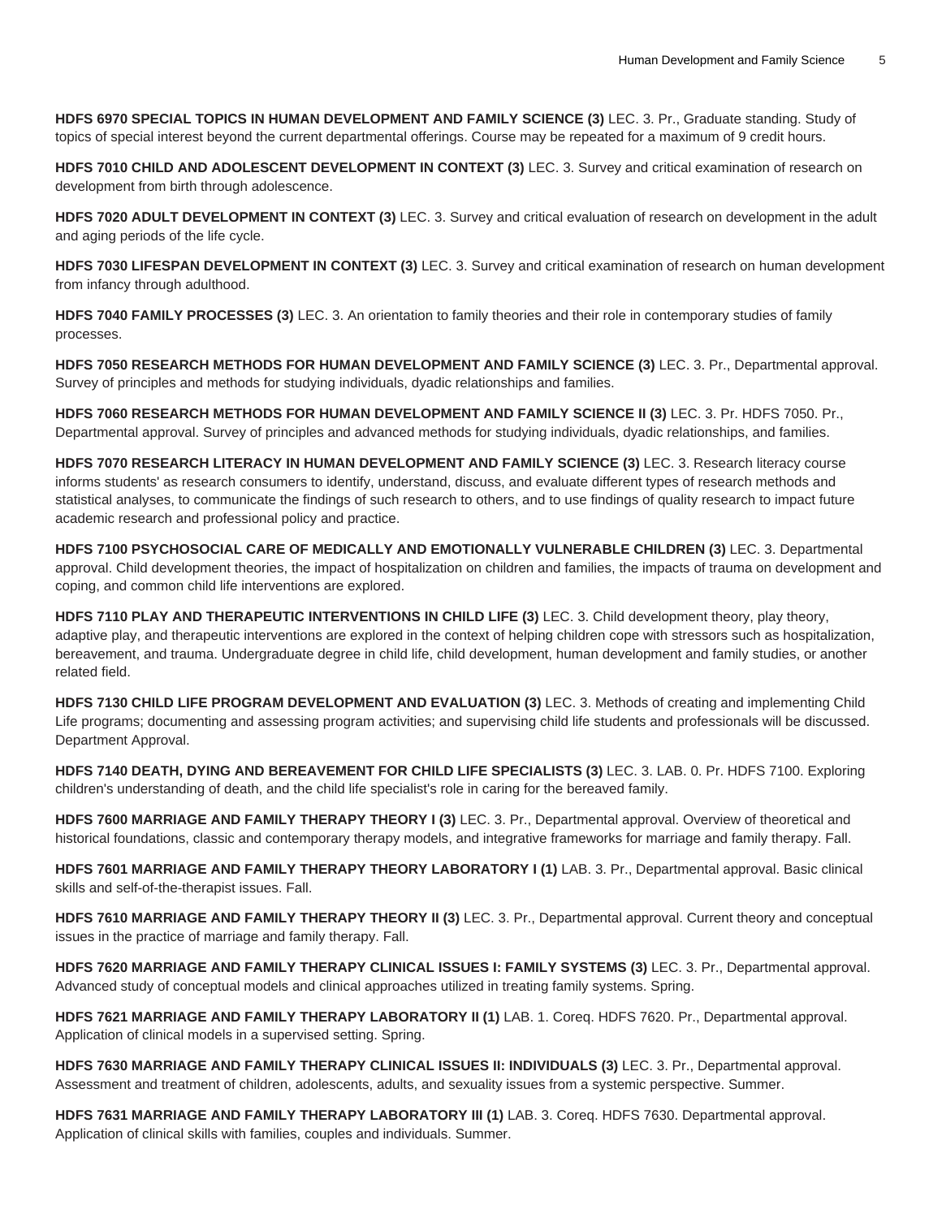**HDFS 6970 SPECIAL TOPICS IN HUMAN DEVELOPMENT AND FAMILY SCIENCE (3)** LEC. 3. Pr., Graduate standing. Study of topics of special interest beyond the current departmental offerings. Course may be repeated for a maximum of 9 credit hours.

**HDFS 7010 CHILD AND ADOLESCENT DEVELOPMENT IN CONTEXT (3)** LEC. 3. Survey and critical examination of research on development from birth through adolescence.

**HDFS 7020 ADULT DEVELOPMENT IN CONTEXT (3)** LEC. 3. Survey and critical evaluation of research on development in the adult and aging periods of the life cycle.

**HDFS 7030 LIFESPAN DEVELOPMENT IN CONTEXT (3)** LEC. 3. Survey and critical examination of research on human development from infancy through adulthood.

**HDFS 7040 FAMILY PROCESSES (3)** LEC. 3. An orientation to family theories and their role in contemporary studies of family processes.

**HDFS 7050 RESEARCH METHODS FOR HUMAN DEVELOPMENT AND FAMILY SCIENCE (3)** LEC. 3. Pr., Departmental approval. Survey of principles and methods for studying individuals, dyadic relationships and families.

**HDFS 7060 RESEARCH METHODS FOR HUMAN DEVELOPMENT AND FAMILY SCIENCE II (3)** LEC. 3. Pr. HDFS 7050. Pr., Departmental approval. Survey of principles and advanced methods for studying individuals, dyadic relationships, and families.

**HDFS 7070 RESEARCH LITERACY IN HUMAN DEVELOPMENT AND FAMILY SCIENCE (3)** LEC. 3. Research literacy course informs students' as research consumers to identify, understand, discuss, and evaluate different types of research methods and statistical analyses, to communicate the findings of such research to others, and to use findings of quality research to impact future academic research and professional policy and practice.

**HDFS 7100 PSYCHOSOCIAL CARE OF MEDICALLY AND EMOTIONALLY VULNERABLE CHILDREN (3)** LEC. 3. Departmental approval. Child development theories, the impact of hospitalization on children and families, the impacts of trauma on development and coping, and common child life interventions are explored.

**HDFS 7110 PLAY AND THERAPEUTIC INTERVENTIONS IN CHILD LIFE (3)** LEC. 3. Child development theory, play theory, adaptive play, and therapeutic interventions are explored in the context of helping children cope with stressors such as hospitalization, bereavement, and trauma. Undergraduate degree in child life, child development, human development and family studies, or another related field.

**HDFS 7130 CHILD LIFE PROGRAM DEVELOPMENT AND EVALUATION (3)** LEC. 3. Methods of creating and implementing Child Life programs; documenting and assessing program activities; and supervising child life students and professionals will be discussed. Department Approval.

**HDFS 7140 DEATH, DYING AND BEREAVEMENT FOR CHILD LIFE SPECIALISTS (3)** LEC. 3. LAB. 0. Pr. HDFS 7100. Exploring children's understanding of death, and the child life specialist's role in caring for the bereaved family.

**HDFS 7600 MARRIAGE AND FAMILY THERAPY THEORY I (3)** LEC. 3. Pr., Departmental approval. Overview of theoretical and historical foundations, classic and contemporary therapy models, and integrative frameworks for marriage and family therapy. Fall.

**HDFS 7601 MARRIAGE AND FAMILY THERAPY THEORY LABORATORY I (1)** LAB. 3. Pr., Departmental approval. Basic clinical skills and self-of-the-therapist issues. Fall.

**HDFS 7610 MARRIAGE AND FAMILY THERAPY THEORY II (3)** LEC. 3. Pr., Departmental approval. Current theory and conceptual issues in the practice of marriage and family therapy. Fall.

**HDFS 7620 MARRIAGE AND FAMILY THERAPY CLINICAL ISSUES I: FAMILY SYSTEMS (3)** LEC. 3. Pr., Departmental approval. Advanced study of conceptual models and clinical approaches utilized in treating family systems. Spring.

**HDFS 7621 MARRIAGE AND FAMILY THERAPY LABORATORY II (1)** LAB. 1. Coreq. HDFS 7620. Pr., Departmental approval. Application of clinical models in a supervised setting. Spring.

**HDFS 7630 MARRIAGE AND FAMILY THERAPY CLINICAL ISSUES II: INDIVIDUALS (3)** LEC. 3. Pr., Departmental approval. Assessment and treatment of children, adolescents, adults, and sexuality issues from a systemic perspective. Summer.

**HDFS 7631 MARRIAGE AND FAMILY THERAPY LABORATORY III (1)** LAB. 3. Coreq. HDFS 7630. Departmental approval. Application of clinical skills with families, couples and individuals. Summer.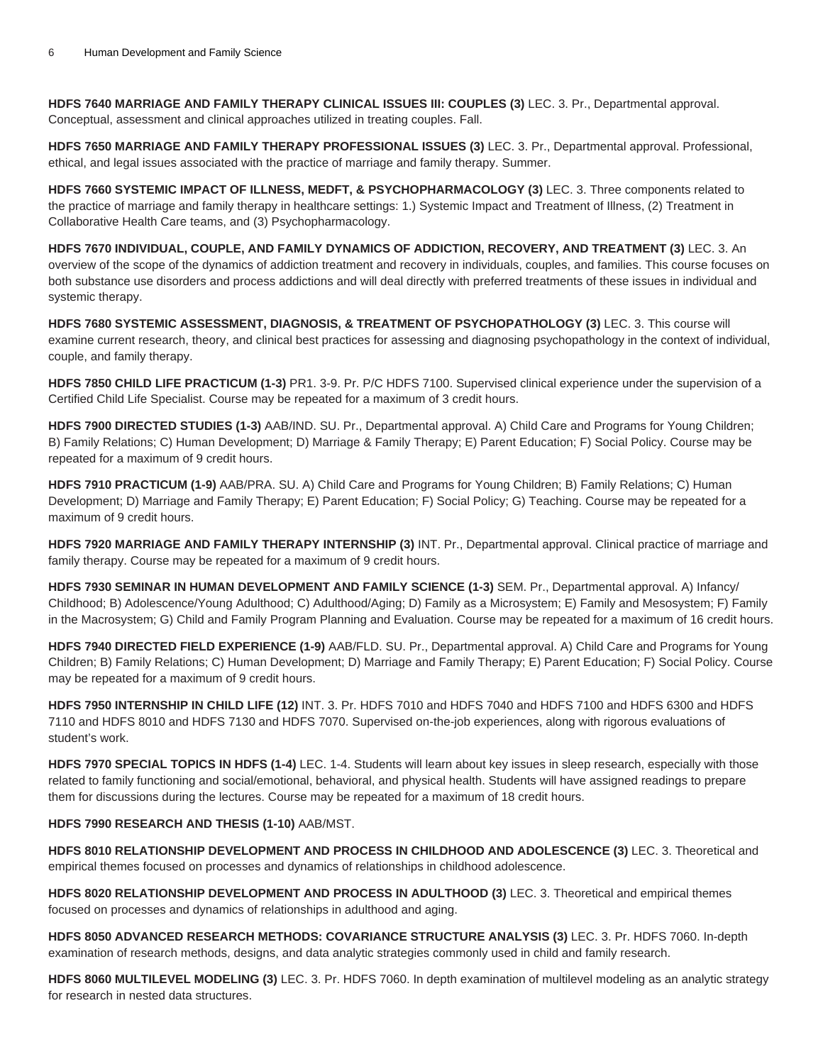**HDFS 7640 MARRIAGE AND FAMILY THERAPY CLINICAL ISSUES III: COUPLES (3)** LEC. 3. Pr., Departmental approval. Conceptual, assessment and clinical approaches utilized in treating couples. Fall.

**HDFS 7650 MARRIAGE AND FAMILY THERAPY PROFESSIONAL ISSUES (3)** LEC. 3. Pr., Departmental approval. Professional, ethical, and legal issues associated with the practice of marriage and family therapy. Summer.

**HDFS 7660 SYSTEMIC IMPACT OF ILLNESS, MEDFT, & PSYCHOPHARMACOLOGY (3)** LEC. 3. Three components related to the practice of marriage and family therapy in healthcare settings: 1.) Systemic Impact and Treatment of Illness, (2) Treatment in Collaborative Health Care teams, and (3) Psychopharmacology.

**HDFS 7670 INDIVIDUAL, COUPLE, AND FAMILY DYNAMICS OF ADDICTION, RECOVERY, AND TREATMENT (3)** LEC. 3. An overview of the scope of the dynamics of addiction treatment and recovery in individuals, couples, and families. This course focuses on both substance use disorders and process addictions and will deal directly with preferred treatments of these issues in individual and systemic therapy.

**HDFS 7680 SYSTEMIC ASSESSMENT, DIAGNOSIS, & TREATMENT OF PSYCHOPATHOLOGY (3)** LEC. 3. This course will examine current research, theory, and clinical best practices for assessing and diagnosing psychopathology in the context of individual, couple, and family therapy.

**HDFS 7850 CHILD LIFE PRACTICUM (1-3)** PR1. 3-9. Pr. P/C HDFS 7100. Supervised clinical experience under the supervision of a Certified Child Life Specialist. Course may be repeated for a maximum of 3 credit hours.

**HDFS 7900 DIRECTED STUDIES (1-3)** AAB/IND. SU. Pr., Departmental approval. A) Child Care and Programs for Young Children; B) Family Relations; C) Human Development; D) Marriage & Family Therapy; E) Parent Education; F) Social Policy. Course may be repeated for a maximum of 9 credit hours.

**HDFS 7910 PRACTICUM (1-9)** AAB/PRA. SU. A) Child Care and Programs for Young Children; B) Family Relations; C) Human Development; D) Marriage and Family Therapy; E) Parent Education; F) Social Policy; G) Teaching. Course may be repeated for a maximum of 9 credit hours.

**HDFS 7920 MARRIAGE AND FAMILY THERAPY INTERNSHIP (3)** INT. Pr., Departmental approval. Clinical practice of marriage and family therapy. Course may be repeated for a maximum of 9 credit hours.

**HDFS 7930 SEMINAR IN HUMAN DEVELOPMENT AND FAMILY SCIENCE (1-3)** SEM. Pr., Departmental approval. A) Infancy/Childhood; B) Adolescence/Young Adulthood; C) Adulthood/Aging; D) Family as a Microsystem; E) Family and Mesosystem; F) Family in the Macrosystem; G) Child and Family Program Planning and Evaluation. Course may be repeated for a maximum of 16 credit hours.

**HDFS 7940 DIRECTED FIELD EXPERIENCE (1-9)** AAB/FLD. SU. Pr., Departmental approval. A) Child Care and Programs for Young Children; B) Family Relations; C) Human Development; D) Marriage and Family Therapy; E) Parent Education; F) Social Policy. Course may be repeated for a maximum of 9 credit hours.

**HDFS 7950 INTERNSHIP IN CHILD LIFE (12)** INT. 3. Pr. HDFS 7010 and HDFS 7040 and HDFS 7100 and HDFS 6300 and HDFS 7110 and HDFS 8010 and HDFS 7130 and HDFS 7070. Supervised on-the-job experiences, along with rigorous evaluations of student's work.

**HDFS 7970 SPECIAL TOPICS IN HDFS (1-4)** LEC. 1-4. Students will learn about key issues in sleep research, especially with those related to family functioning and social/emotional, behavioral, and physical health. Students will have assigned readings to prepare them for discussions during the lectures. Course may be repeated for a maximum of 18 credit hours.

**HDFS 7990 RESEARCH AND THESIS (1-10)** AAB/MST.

**HDFS 8010 RELATIONSHIP DEVELOPMENT AND PROCESS IN CHILDHOOD AND ADOLESCENCE (3)** LEC. 3. Theoretical and empirical themes focused on processes and dynamics of relationships in childhood adolescence.

**HDFS 8020 RELATIONSHIP DEVELOPMENT AND PROCESS IN ADULTHOOD (3)** LEC. 3. Theoretical and empirical themes focused on processes and dynamics of relationships in adulthood and aging.

**HDFS 8050 ADVANCED RESEARCH METHODS: COVARIANCE STRUCTURE ANALYSIS (3)** LEC. 3. Pr. HDFS 7060. In-depth examination of research methods, designs, and data analytic strategies commonly used in child and family research.

**HDFS 8060 MULTILEVEL MODELING (3)** LEC. 3. Pr. HDFS 7060. In depth examination of multilevel modeling as an analytic strategy for research in nested data structures.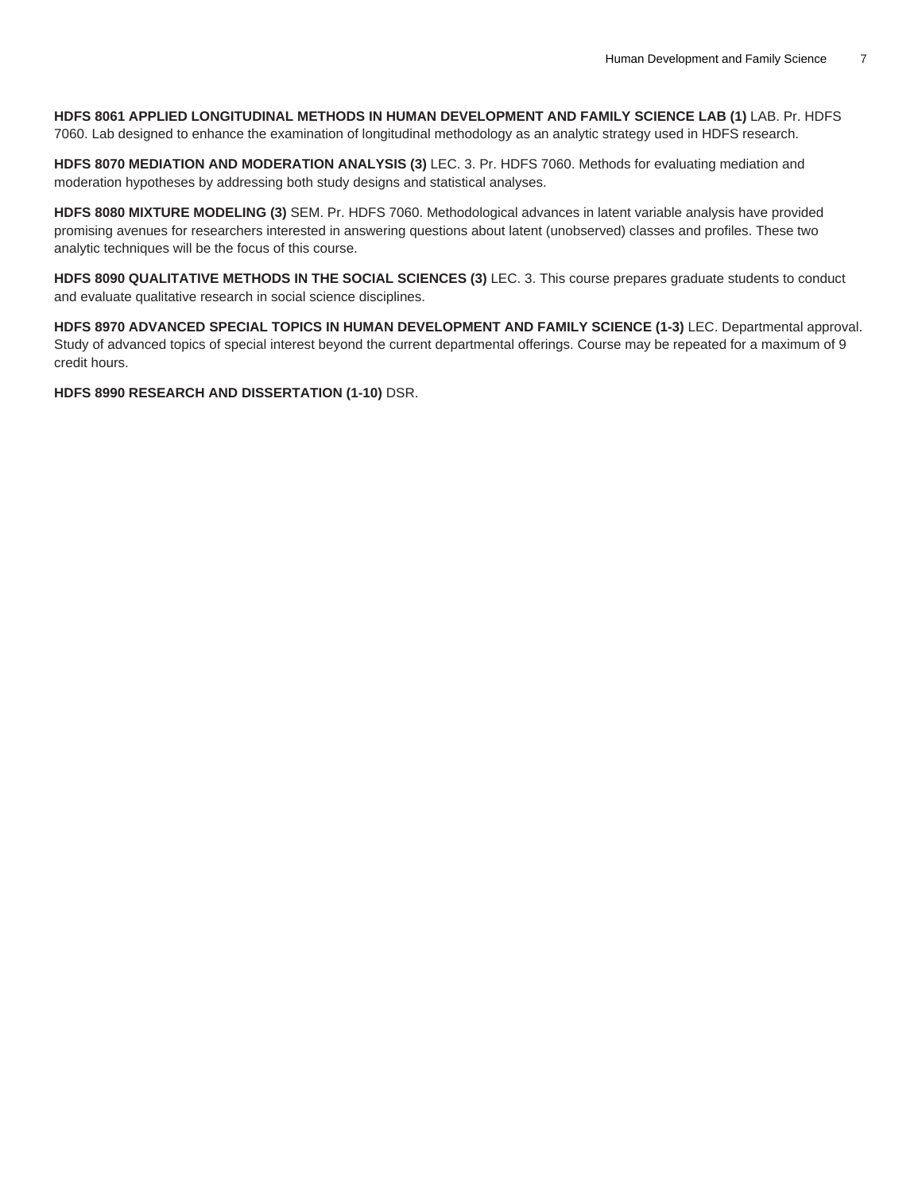**HDFS 8061 APPLIED LONGITUDINAL METHODS IN HUMAN DEVELOPMENT AND FAMILY SCIENCE LAB (1)** LAB. Pr. HDFS 7060. Lab designed to enhance the examination of longitudinal methodology as an analytic strategy used in HDFS research.

**HDFS 8070 MEDIATION AND MODERATION ANALYSIS (3)** LEC. 3. Pr. HDFS 7060. Methods for evaluating mediation and moderation hypotheses by addressing both study designs and statistical analyses.

**HDFS 8080 MIXTURE MODELING (3)** SEM. Pr. HDFS 7060. Methodological advances in latent variable analysis have provided promising avenues for researchers interested in answering questions about latent (unobserved) classes and profiles. These two analytic techniques will be the focus of this course.

**HDFS 8090 QUALITATIVE METHODS IN THE SOCIAL SCIENCES (3)** LEC. 3. This course prepares graduate students to conduct and evaluate qualitative research in social science disciplines.

**HDFS 8970 ADVANCED SPECIAL TOPICS IN HUMAN DEVELOPMENT AND FAMILY SCIENCE (1-3)** LEC. Departmental approval. Study of advanced topics of special interest beyond the current departmental offerings. Course may be repeated for a maximum of 9 credit hours.

**HDFS 8990 RESEARCH AND DISSERTATION (1-10)** DSR.